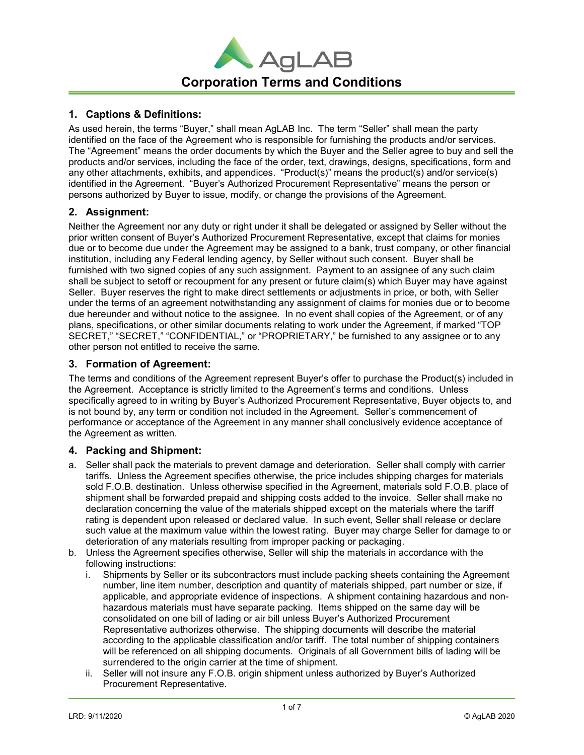# Corporation Terms and Conditions

## 1. Captions & Definitions:

As used herein, the terms "Buyer," shall mean AgLAB Inc. The term "Seller" shall mean the party identified on the face of the Agreement who is responsible for furnishing the products and/or services. The "Agreement" means the order documents by which the Buyer and the Seller agree to buy and sell the products and/or services, including the face of the order, text, drawings, designs, specifications, form and any other attachments, exhibits, and appendices. "Product(s)" means the product(s) and/or service(s) identified in the Agreement. "Buyer's Authorized Procurement Representative" means the person or persons authorized by Buyer to issue, modify, or change the provisions of the Agreement.

## 2. Assignment:

Neither the Agreement nor any duty or right under it shall be delegated or assigned by Seller without the prior written consent of Buyer's Authorized Procurement Representative, except that claims for monies due or to become due under the Agreement may be assigned to a bank, trust company, or other financial institution, including any Federal lending agency, by Seller without such consent. Buyer shall be furnished with two signed copies of any such assignment. Payment to an assignee of any such claim shall be subject to setoff or recoupment for any present or future claim(s) which Buyer may have against Seller. Buyer reserves the right to make direct settlements or adjustments in price, or both, with Seller under the terms of an agreement notwithstanding any assignment of claims for monies due or to become due hereunder and without notice to the assignee. In no event shall copies of the Agreement, or of any plans, specifications, or other similar documents relating to work under the Agreement, if marked "TOP SECRET," "SECRET," "CONFIDENTIAL," or "PROPRIETARY," be furnished to any assignee or to any other person not entitled to receive the same.

## 3. Formation of Agreement:

The terms and conditions of the Agreement represent Buyer's offer to purchase the Product(s) included in the Agreement. Acceptance is strictly limited to the Agreement's terms and conditions. Unless specifically agreed to in writing by Buyer's Authorized Procurement Representative, Buyer objects to, and is not bound by, any term or condition not included in the Agreement. Seller's commencement of performance or acceptance of the Agreement in any manner shall conclusively evidence acceptance of the Agreement as written.

## 4. Packing and Shipment:

a. Seller shall pack the materials to prevent damage and deterioration. Seller shall comply with carrier tariffs. Unless the Agreement specifies otherwise, the price includes shipping charges for materials sold F.O.B. destination. Unless otherwise specified in the Agreement, materials sold F.O.B. place of shipment shall be forwarded prepaid and shipping costs added to the invoice. Seller shall make no declaration concerning the value of the materials shipped except on the materials where the tariff rating is dependent upon released or declared value. In such event, Seller shall release or declare such value at the maximum value within the lowest rating. Buyer may charge Seller for damage to or deterioration of any materials resulting from improper packing or packaging.

b. Unless the Agreement specifies otherwise, Seller will ship the materials in accordance with the following instructions:

   i. Shipments by Seller or its subcontractors must include packing sheets containing the Agreement number, line item number, description and quantity of materials shipped, part number or size, if applicable, and appropriate evidence of inspections. A shipment containing hazardous and non-hazardous materials must have separate packing. Items shipped on the same day will be consolidated on one bill of lading or air bill unless Buyer's Authorized Procurement Representative authorizes otherwise. The shipping documents will describe the material according to the applicable classification and/or tariff. The total number of shipping containers will be referenced on all shipping documents. Originals of all Government bills of lading will be surrendered to the origin carrier at the time of shipment.

   ii. Seller will not insure any F.O.B. origin shipment unless authorized by Buyer's Authorized Procurement Representative.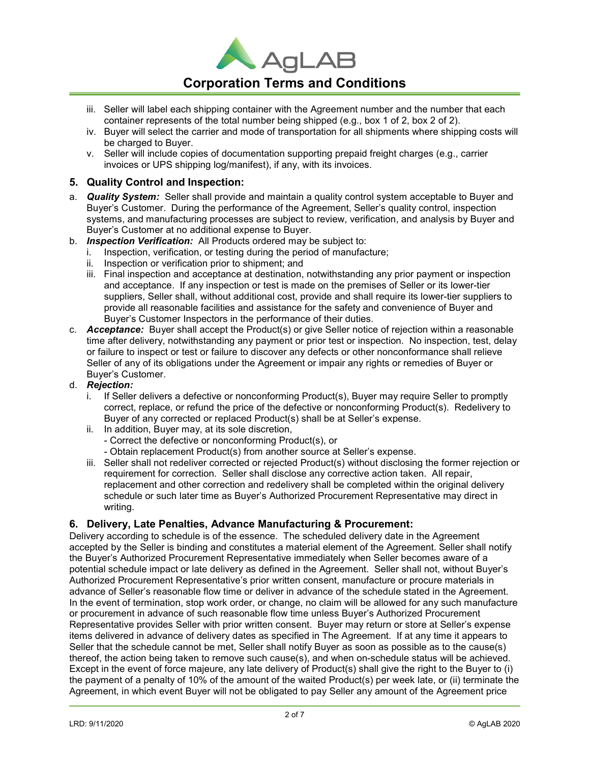iii. Seller will label each shipping container with the Agreement number and the number that each container represents of the total number being shipped (e.g., box 1 of 2, box 2 of 2).
   iv. Buyer will select the carrier and mode of transportation for all shipments where shipping costs will be charged to Buyer.
   v. Seller will include copies of documentation supporting prepaid freight charges (e.g., carrier invoices or UPS shipping log/manifest), if any, with its invoices.

### 5. Quality Control and Inspection:

a. ***Quality System:*** Seller shall provide and maintain a quality control system acceptable to Buyer and Buyer's Customer. During the performance of the Agreement, Seller's quality control, inspection systems, and manufacturing processes are subject to review, verification, and analysis by Buyer and Buyer's Customer at no additional expense to Buyer.

b. ***Inspection Verification:*** All Products ordered may be subject to:
   i. Inspection, verification, or testing during the period of manufacture;
   ii. Inspection or verification prior to shipment; and
   iii. Final inspection and acceptance at destination, notwithstanding any prior payment or inspection and acceptance. If any inspection or test is made on the premises of Seller or its lower-tier suppliers, Seller shall, without additional cost, provide and shall require its lower-tier suppliers to provide all reasonable facilities and assistance for the safety and convenience of Buyer and Buyer's Customer Inspectors in the performance of their duties.

c. ***Acceptance:*** Buyer shall accept the Product(s) or give Seller notice of rejection within a reasonable time after delivery, notwithstanding any payment or prior test or inspection. No inspection, test, delay or failure to inspect or test or failure to discover any defects or other nonconformance shall relieve Seller of any of its obligations under the Agreement or impair any rights or remedies of Buyer or Buyer's Customer.

d. ***Rejection:***
   i. If Seller delivers a defective or nonconforming Product(s), Buyer may require Seller to promptly correct, replace, or refund the price of the defective or nonconforming Product(s). Redelivery to Buyer of any corrected or replaced Product(s) shall be at Seller's expense.
   ii. In addition, Buyer may, at its sole discretion,
      - Correct the defective or nonconforming Product(s), or
      - Obtain replacement Product(s) from another source at Seller's expense.
   iii. Seller shall not redeliver corrected or rejected Product(s) without disclosing the former rejection or requirement for correction. Seller shall disclose any corrective action taken. All repair, replacement and other correction and redelivery shall be completed within the original delivery schedule or such later time as Buyer's Authorized Procurement Representative may direct in writing.

### 6. Delivery, Late Penalties, Advance Manufacturing & Procurement:

Delivery according to schedule is of the essence. The scheduled delivery date in the Agreement accepted by the Seller is binding and constitutes a material element of the Agreement. Seller shall notify the Buyer's Authorized Procurement Representative immediately when Seller becomes aware of a potential schedule impact or late delivery as defined in the Agreement. Seller shall not, without Buyer's Authorized Procurement Representative's prior written consent, manufacture or procure materials in advance of Seller's reasonable flow time or deliver in advance of the schedule stated in the Agreement. In the event of termination, stop work order, or change, no claim will be allowed for any such manufacture or procurement in advance of such reasonable flow time unless Buyer's Authorized Procurement Representative provides Seller with prior written consent. Buyer may return or store at Seller's expense items delivered in advance of delivery dates as specified in The Agreement. If at any time it appears to Seller that the schedule cannot be met, Seller shall notify Buyer as soon as possible as to the cause(s) thereof, the action being taken to remove such cause(s), and when on-schedule status will be achieved. Except in the event of force majeure, any late delivery of Product(s) shall give the right to the Buyer to (i) the payment of a penalty of 10% of the amount of the waited Product(s) per week late, or (ii) terminate the Agreement, in which event Buyer will not be obligated to pay Seller any amount of the Agreement price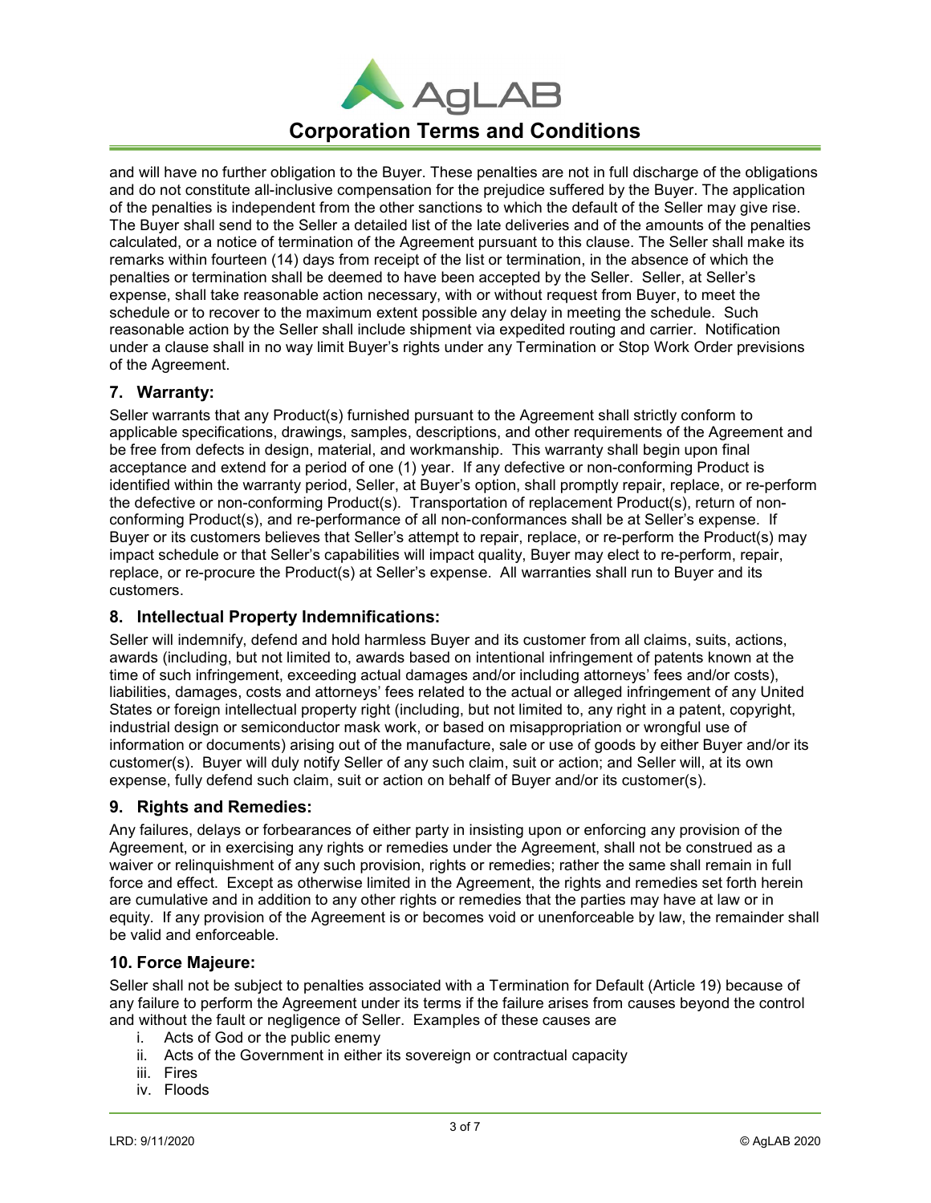and will have no further obligation to the Buyer. These penalties are not in full discharge of the obligations and do not constitute all-inclusive compensation for the prejudice suffered by the Buyer. The application of the penalties is independent from the other sanctions to which the default of the Seller may give rise. The Buyer shall send to the Seller a detailed list of the late deliveries and of the amounts of the penalties calculated, or a notice of termination of the Agreement pursuant to this clause. The Seller shall make its remarks within fourteen (14) days from receipt of the list or termination, in the absence of which the penalties or termination shall be deemed to have been accepted by the Seller. Seller, at Seller's expense, shall take reasonable action necessary, with or without request from Buyer, to meet the schedule or to recover to the maximum extent possible any delay in meeting the schedule. Such reasonable action by the Seller shall include shipment via expedited routing and carrier. Notification under a clause shall in no way limit Buyer's rights under any Termination or Stop Work Order previsions of the Agreement.

## 7. Warranty:

Seller warrants that any Product(s) furnished pursuant to the Agreement shall strictly conform to applicable specifications, drawings, samples, descriptions, and other requirements of the Agreement and be free from defects in design, material, and workmanship. This warranty shall begin upon final acceptance and extend for a period of one (1) year. If any defective or non-conforming Product is identified within the warranty period, Seller, at Buyer's option, shall promptly repair, replace, or re-perform the defective or non-conforming Product(s). Transportation of replacement Product(s), return of non-conforming Product(s), and re-performance of all non-conformances shall be at Seller's expense. If Buyer or its customers believes that Seller's attempt to repair, replace, or re-perform the Product(s) may impact schedule or that Seller's capabilities will impact quality, Buyer may elect to re-perform, repair, replace, or re-procure the Product(s) at Seller's expense. All warranties shall run to Buyer and its customers.

## 8. Intellectual Property Indemnifications:

Seller will indemnify, defend and hold harmless Buyer and its customer from all claims, suits, actions, awards (including, but not limited to, awards based on intentional infringement of patents known at the time of such infringement, exceeding actual damages and/or including attorneys' fees and/or costs), liabilities, damages, costs and attorneys' fees related to the actual or alleged infringement of any United States or foreign intellectual property right (including, but not limited to, any right in a patent, copyright, industrial design or semiconductor mask work, or based on misappropriation or wrongful use of information or documents) arising out of the manufacture, sale or use of goods by either Buyer and/or its customer(s). Buyer will duly notify Seller of any such claim, suit or action; and Seller will, at its own expense, fully defend such claim, suit or action on behalf of Buyer and/or its customer(s).

## 9. Rights and Remedies:

Any failures, delays or forbearances of either party in insisting upon or enforcing any provision of the Agreement, or in exercising any rights or remedies under the Agreement, shall not be construed as a waiver or relinquishment of any such provision, rights or remedies; rather the same shall remain in full force and effect. Except as otherwise limited in the Agreement, the rights and remedies set forth herein are cumulative and in addition to any other rights or remedies that the parties may have at law or in equity. If any provision of the Agreement is or becomes void or unenforceable by law, the remainder shall be valid and enforceable.

## 10. Force Majeure:

Seller shall not be subject to penalties associated with a Termination for Default (Article 19) because of any failure to perform the Agreement under its terms if the failure arises from causes beyond the control and without the fault or negligence of Seller. Examples of these causes are

i. Acts of God or the public enemy
ii. Acts of the Government in either its sovereign or contractual capacity
iii. Fires
iv. Floods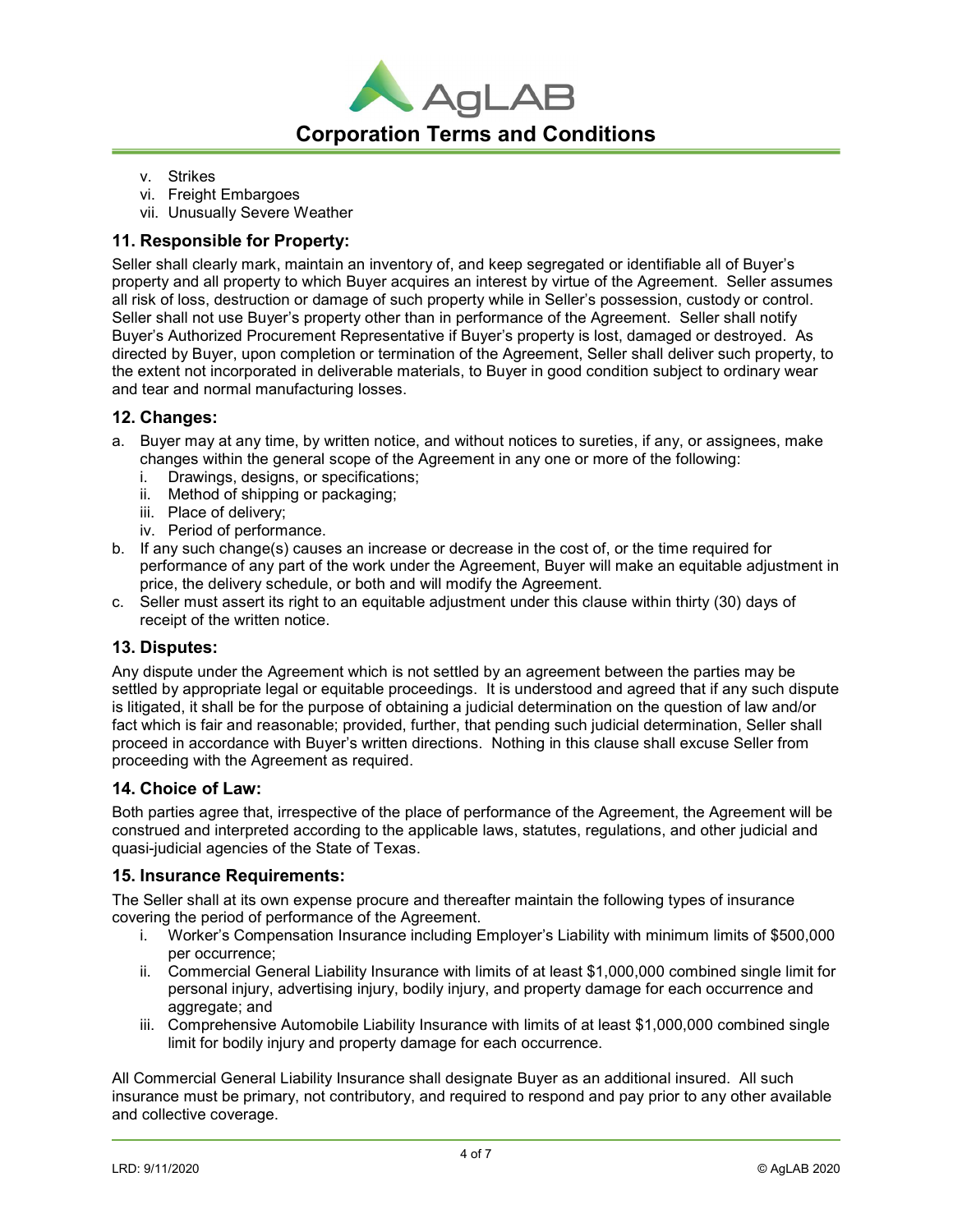v. Strikes
vi. Freight Embargoes
vii. Unusually Severe Weather

## 11. Responsible for Property:

Seller shall clearly mark, maintain an inventory of, and keep segregated or identifiable all of Buyer's property and all property to which Buyer acquires an interest by virtue of the Agreement. Seller assumes all risk of loss, destruction or damage of such property while in Seller's possession, custody or control. Seller shall not use Buyer's property other than in performance of the Agreement. Seller shall notify Buyer's Authorized Procurement Representative if Buyer's property is lost, damaged or destroyed. As directed by Buyer, upon completion or termination of the Agreement, Seller shall deliver such property, to the extent not incorporated in deliverable materials, to Buyer in good condition subject to ordinary wear and tear and normal manufacturing losses.

## 12. Changes:

a. Buyer may at any time, by written notice, and without notices to sureties, if any, or assignees, make changes within the general scope of the Agreement in any one or more of the following:
   i. Drawings, designs, or specifications;
   ii. Method of shipping or packaging;
   iii. Place of delivery;
   iv. Period of performance.
b. If any such change(s) causes an increase or decrease in the cost of, or the time required for performance of any part of the work under the Agreement, Buyer will make an equitable adjustment in price, the delivery schedule, or both and will modify the Agreement.
c. Seller must assert its right to an equitable adjustment under this clause within thirty (30) days of receipt of the written notice.

## 13. Disputes:

Any dispute under the Agreement which is not settled by an agreement between the parties may be settled by appropriate legal or equitable proceedings. It is understood and agreed that if any such dispute is litigated, it shall be for the purpose of obtaining a judicial determination on the question of law and/or fact which is fair and reasonable; provided, further, that pending such judicial determination, Seller shall proceed in accordance with Buyer's written directions. Nothing in this clause shall excuse Seller from proceeding with the Agreement as required.

## 14. Choice of Law:

Both parties agree that, irrespective of the place of performance of the Agreement, the Agreement will be construed and interpreted according to the applicable laws, statutes, regulations, and other judicial and quasi-judicial agencies of the State of Texas.

## 15. Insurance Requirements:

The Seller shall at its own expense procure and thereafter maintain the following types of insurance covering the period of performance of the Agreement.

i. Worker's Compensation Insurance including Employer's Liability with minimum limits of $500,000 per occurrence;
ii. Commercial General Liability Insurance with limits of at least $1,000,000 combined single limit for personal injury, advertising injury, bodily injury, and property damage for each occurrence and aggregate; and
iii. Comprehensive Automobile Liability Insurance with limits of at least $1,000,000 combined single limit for bodily injury and property damage for each occurrence.

All Commercial General Liability Insurance shall designate Buyer as an additional insured. All such insurance must be primary, not contributory, and required to respond and pay prior to any other available and collective coverage.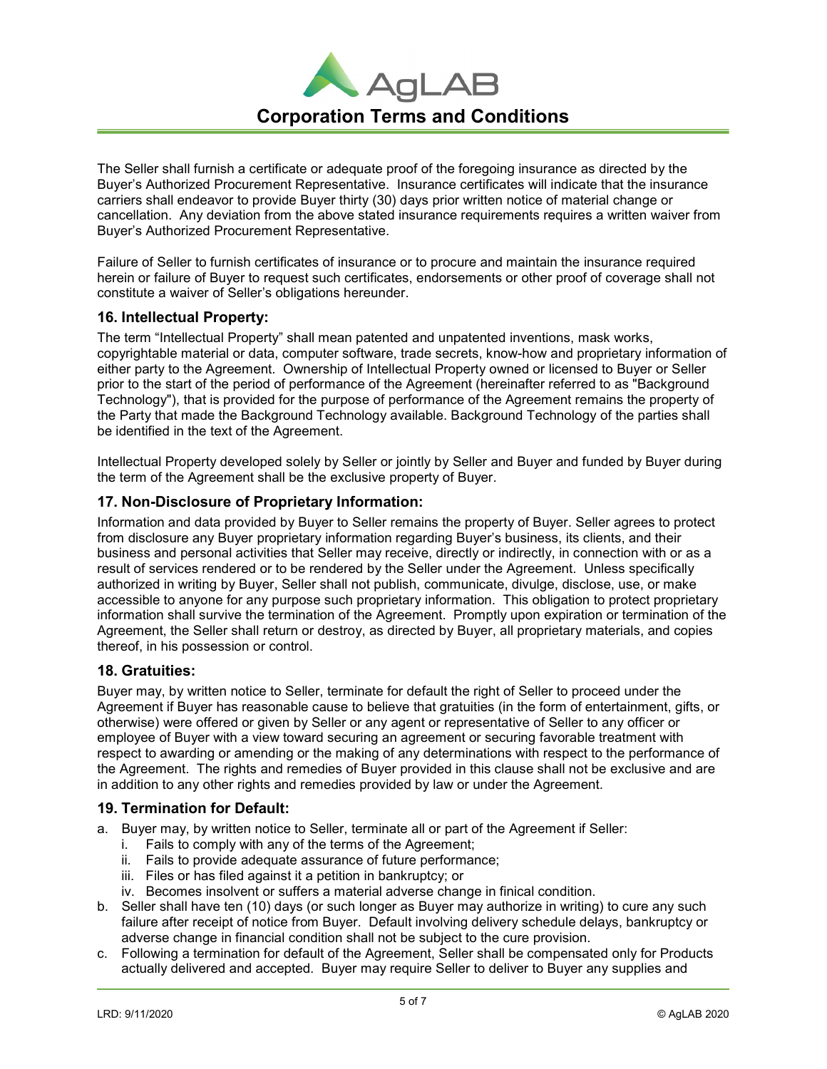The Seller shall furnish a certificate or adequate proof of the foregoing insurance as directed by the Buyer's Authorized Procurement Representative. Insurance certificates will indicate that the insurance carriers shall endeavor to provide Buyer thirty (30) days prior written notice of material change or cancellation. Any deviation from the above stated insurance requirements requires a written waiver from Buyer's Authorized Procurement Representative.

Failure of Seller to furnish certificates of insurance or to procure and maintain the insurance required herein or failure of Buyer to request such certificates, endorsements or other proof of coverage shall not constitute a waiver of Seller's obligations hereunder.

### 16. Intellectual Property:

The term "Intellectual Property" shall mean patented and unpatented inventions, mask works, copyrightable material or data, computer software, trade secrets, know-how and proprietary information of either party to the Agreement. Ownership of Intellectual Property owned or licensed to Buyer or Seller prior to the start of the period of performance of the Agreement (hereinafter referred to as "Background Technology"), that is provided for the purpose of performance of the Agreement remains the property of the Party that made the Background Technology available. Background Technology of the parties shall be identified in the text of the Agreement.

Intellectual Property developed solely by Seller or jointly by Seller and Buyer and funded by Buyer during the term of the Agreement shall be the exclusive property of Buyer.

### 17. Non-Disclosure of Proprietary Information:

Information and data provided by Buyer to Seller remains the property of Buyer. Seller agrees to protect from disclosure any Buyer proprietary information regarding Buyer's business, its clients, and their business and personal activities that Seller may receive, directly or indirectly, in connection with or as a result of services rendered or to be rendered by the Seller under the Agreement. Unless specifically authorized in writing by Buyer, Seller shall not publish, communicate, divulge, disclose, use, or make accessible to anyone for any purpose such proprietary information. This obligation to protect proprietary information shall survive the termination of the Agreement. Promptly upon expiration or termination of the Agreement, the Seller shall return or destroy, as directed by Buyer, all proprietary materials, and copies thereof, in his possession or control.

### 18. Gratuities:

Buyer may, by written notice to Seller, terminate for default the right of Seller to proceed under the Agreement if Buyer has reasonable cause to believe that gratuities (in the form of entertainment, gifts, or otherwise) were offered or given by Seller or any agent or representative of Seller to any officer or employee of Buyer with a view toward securing an agreement or securing favorable treatment with respect to awarding or amending or the making of any determinations with respect to the performance of the Agreement. The rights and remedies of Buyer provided in this clause shall not be exclusive and are in addition to any other rights and remedies provided by law or under the Agreement.

### 19. Termination for Default:

a. Buyer may, by written notice to Seller, terminate all or part of the Agreement if Seller:
   i. Fails to comply with any of the terms of the Agreement;
   ii. Fails to provide adequate assurance of future performance;
   iii. Files or has filed against it a petition in bankruptcy; or
   iv. Becomes insolvent or suffers a material adverse change in finical condition.
b. Seller shall have ten (10) days (or such longer as Buyer may authorize in writing) to cure any such failure after receipt of notice from Buyer. Default involving delivery schedule delays, bankruptcy or adverse change in financial condition shall not be subject to the cure provision.
c. Following a termination for default of the Agreement, Seller shall be compensated only for Products actually delivered and accepted. Buyer may require Seller to deliver to Buyer any supplies and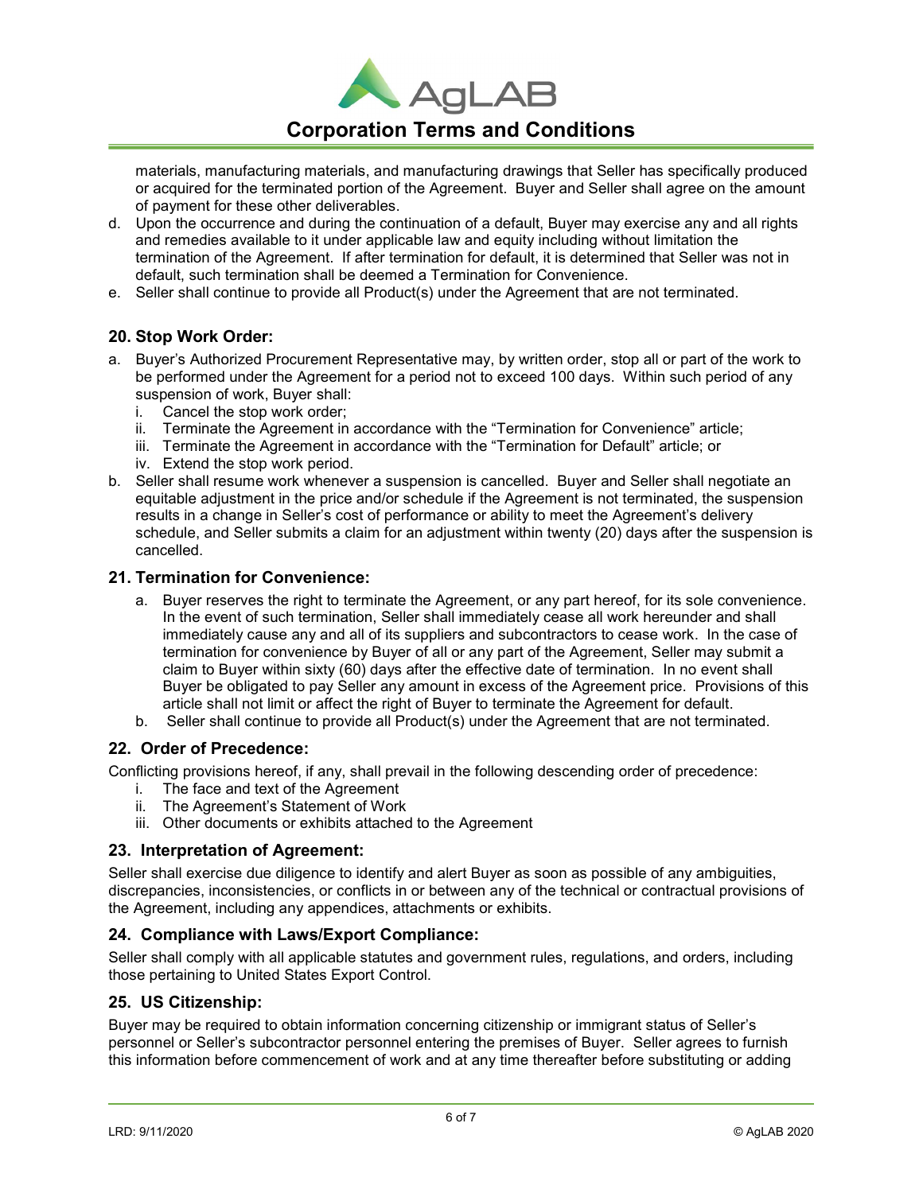materials, manufacturing materials, and manufacturing drawings that Seller has specifically produced or acquired for the terminated portion of the Agreement. Buyer and Seller shall agree on the amount of payment for these other deliverables.

d. Upon the occurrence and during the continuation of a default, Buyer may exercise any and all rights and remedies available to it under applicable law and equity including without limitation the termination of the Agreement. If after termination for default, it is determined that Seller was not in default, such termination shall be deemed a Termination for Convenience.

e. Seller shall continue to provide all Product(s) under the Agreement that are not terminated.

### 20. Stop Work Order:

a. Buyer's Authorized Procurement Representative may, by written order, stop all or part of the work to be performed under the Agreement for a period not to exceed 100 days. Within such period of any suspension of work, Buyer shall:
   i. Cancel the stop work order;
   ii. Terminate the Agreement in accordance with the "Termination for Convenience" article;
   iii. Terminate the Agreement in accordance with the "Termination for Default" article; or
   iv. Extend the stop work period.

b. Seller shall resume work whenever a suspension is cancelled. Buyer and Seller shall negotiate an equitable adjustment in the price and/or schedule if the Agreement is not terminated, the suspension results in a change in Seller's cost of performance or ability to meet the Agreement's delivery schedule, and Seller submits a claim for an adjustment within twenty (20) days after the suspension is cancelled.

### 21. Termination for Convenience:

a. Buyer reserves the right to terminate the Agreement, or any part hereof, for its sole convenience. In the event of such termination, Seller shall immediately cease all work hereunder and shall immediately cause any and all of its suppliers and subcontractors to cease work. In the case of termination for convenience by Buyer of all or any part of the Agreement, Seller may submit a claim to Buyer within sixty (60) days after the effective date of termination. In no event shall Buyer be obligated to pay Seller any amount in excess of the Agreement price. Provisions of this article shall not limit or affect the right of Buyer to terminate the Agreement for default.

b. Seller shall continue to provide all Product(s) under the Agreement that are not terminated.

### 22. Order of Precedence:

Conflicting provisions hereof, if any, shall prevail in the following descending order of precedence:

i. The face and text of the Agreement
ii. The Agreement's Statement of Work
iii. Other documents or exhibits attached to the Agreement

### 23. Interpretation of Agreement:

Seller shall exercise due diligence to identify and alert Buyer as soon as possible of any ambiguities, discrepancies, inconsistencies, or conflicts in or between any of the technical or contractual provisions of the Agreement, including any appendices, attachments or exhibits.

### 24. Compliance with Laws/Export Compliance:

Seller shall comply with all applicable statutes and government rules, regulations, and orders, including those pertaining to United States Export Control.

### 25. US Citizenship:

Buyer may be required to obtain information concerning citizenship or immigrant status of Seller's personnel or Seller's subcontractor personnel entering the premises of Buyer. Seller agrees to furnish this information before commencement of work and at any time thereafter before substituting or adding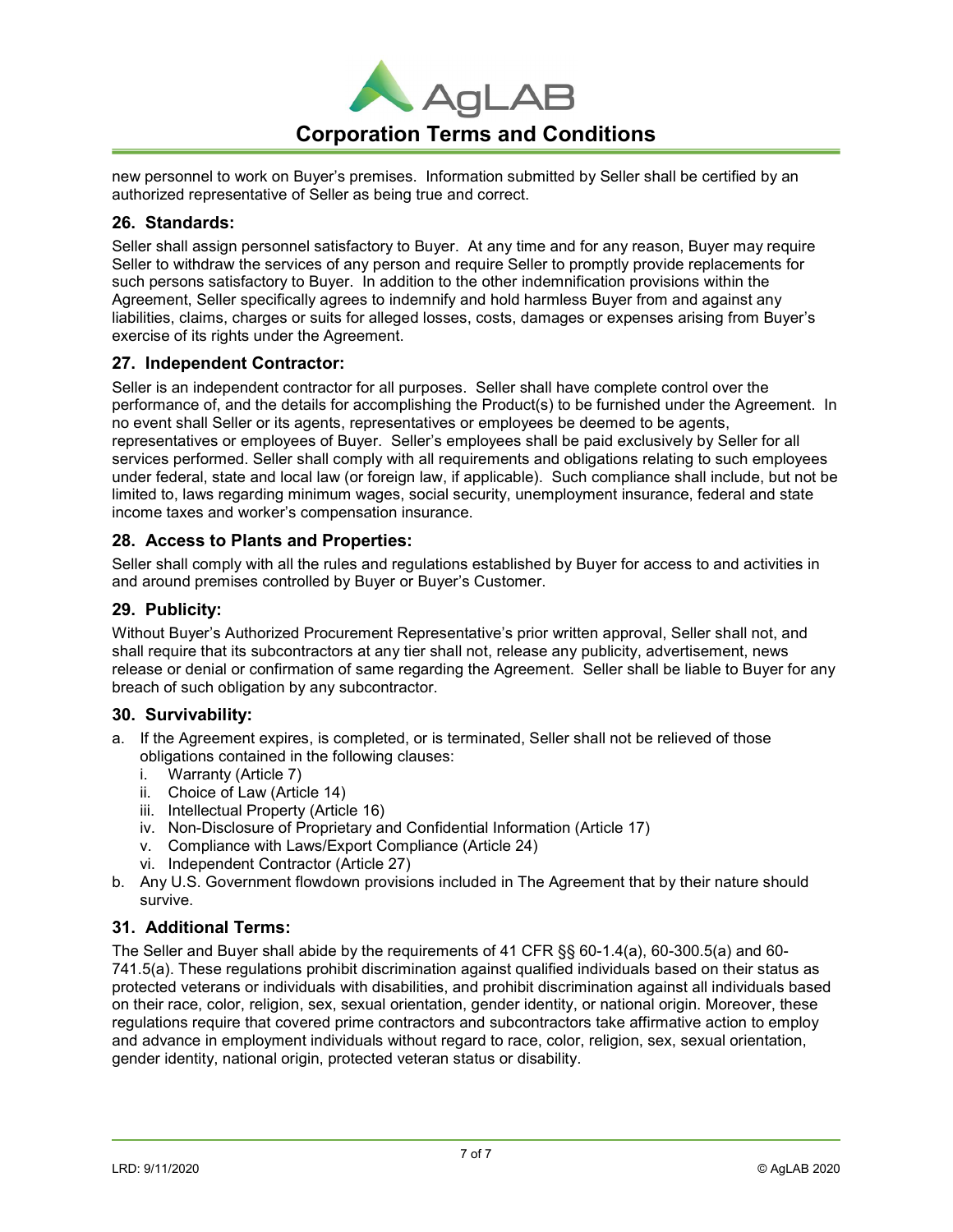new personnel to work on Buyer's premises. Information submitted by Seller shall be certified by an authorized representative of Seller as being true and correct.

## 26. Standards:

Seller shall assign personnel satisfactory to Buyer. At any time and for any reason, Buyer may require Seller to withdraw the services of any person and require Seller to promptly provide replacements for such persons satisfactory to Buyer. In addition to the other indemnification provisions within the Agreement, Seller specifically agrees to indemnify and hold harmless Buyer from and against any liabilities, claims, charges or suits for alleged losses, costs, damages or expenses arising from Buyer's exercise of its rights under the Agreement.

## 27. Independent Contractor:

Seller is an independent contractor for all purposes. Seller shall have complete control over the performance of, and the details for accomplishing the Product(s) to be furnished under the Agreement. In no event shall Seller or its agents, representatives or employees be deemed to be agents, representatives or employees of Buyer. Seller's employees shall be paid exclusively by Seller for all services performed. Seller shall comply with all requirements and obligations relating to such employees under federal, state and local law (or foreign law, if applicable). Such compliance shall include, but not be limited to, laws regarding minimum wages, social security, unemployment insurance, federal and state income taxes and worker's compensation insurance.

## 28. Access to Plants and Properties:

Seller shall comply with all the rules and regulations established by Buyer for access to and activities in and around premises controlled by Buyer or Buyer's Customer.

## 29. Publicity:

Without Buyer's Authorized Procurement Representative's prior written approval, Seller shall not, and shall require that its subcontractors at any tier shall not, release any publicity, advertisement, news release or denial or confirmation of same regarding the Agreement. Seller shall be liable to Buyer for any breach of such obligation by any subcontractor.

## 30. Survivability:

a. If the Agreement expires, is completed, or is terminated, Seller shall not be relieved of those obligations contained in the following clauses:
   i. Warranty (Article 7)
   ii. Choice of Law (Article 14)
   iii. Intellectual Property (Article 16)
   iv. Non-Disclosure of Proprietary and Confidential Information (Article 17)
   v. Compliance with Laws/Export Compliance (Article 24)
   vi. Independent Contractor (Article 27)

b. Any U.S. Government flowdown provisions included in The Agreement that by their nature should survive.

## 31. Additional Terms:

The Seller and Buyer shall abide by the requirements of 41 CFR §§ 60-1.4(a), 60-300.5(a) and 60-741.5(a). These regulations prohibit discrimination against qualified individuals based on their status as protected veterans or individuals with disabilities, and prohibit discrimination against all individuals based on their race, color, religion, sex, sexual orientation, gender identity, or national origin. Moreover, these regulations require that covered prime contractors and subcontractors take affirmative action to employ and advance in employment individuals without regard to race, color, religion, sex, sexual orientation, gender identity, national origin, protected veteran status or disability.